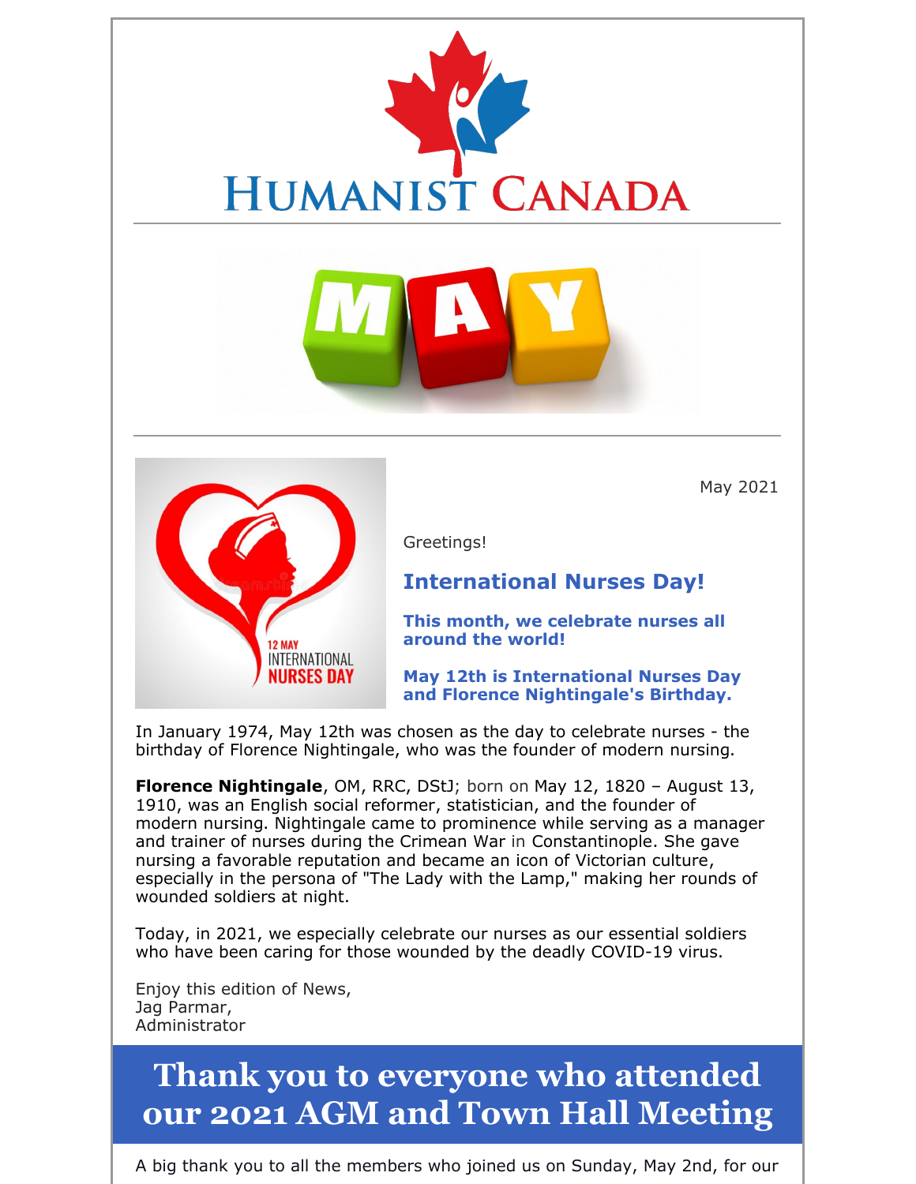# Humanist Canada

May 2021

Greetings!

## International Nurses Day!

**This month, we celebrate nurses all around the world!**

**May 12th is International Nurses Day and Florence Nightingale's Birthday.**

In January 1974, May 12th was chosen as the day to celebrate nurses - the birthday of Florence Nightingale, who was the founder of modern nursing.

**Florence Nightingale**, OM, RRC, DStJ; born on May 12, 1820 – August 13, 1910, was an English social reformer, statistician, and the founder of modern nursing. Nightingale came to prominence while serving as a manager and trainer of nurses during the Crimean War in Constantinople. She gave nursing a favorable reputation and became an icon of Victorian culture, especially in the persona of "The Lady with the Lamp," making her rounds of wounded soldiers at night.

Today, in 2021, we especially celebrate our nurses as our essential soldiers who have been caring for those wounded by the deadly COVID-19 virus.

Enjoy this edition of News,
Jag Parmar,
Administrator

# Thank you to everyone who attended our 2021 AGM and Town Hall Meeting

A big thank you to all the members who joined us on Sunday, May 2nd, for our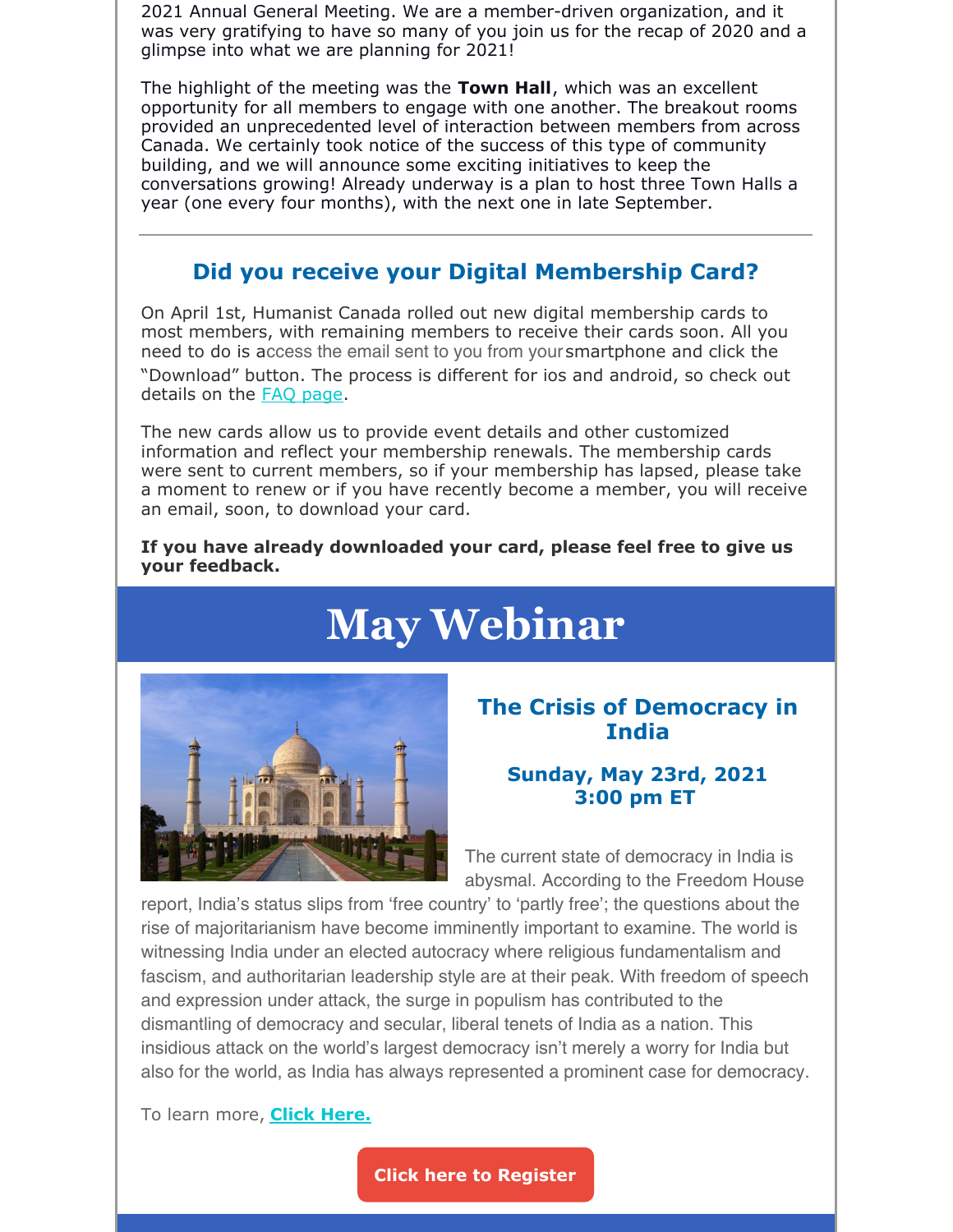2021 Annual General Meeting. We are a member-driven organization, and it was very gratifying to have so many of you join us for the recap of 2020 and a glimpse into what we are planning for 2021!

The highlight of the meeting was the **Town Hall**, which was an excellent opportunity for all members to engage with one another. The breakout rooms provided an unprecedented level of interaction between members from across Canada. We certainly took notice of the success of this type of community building, and we will announce some exciting initiatives to keep the conversations growing! Already underway is a plan to host three Town Halls a year (one every four months), with the next one in late September.

---

## Did you receive your Digital Membership Card?

On April 1st, Humanist Canada rolled out new digital membership cards to most members, with remaining members to receive their cards soon. All you need to do is access the email sent to you from your smartphone and click the "Download" button. The process is different for ios and android, so check out details on the FAQ page.

The new cards allow us to provide event details and other customized information and reflect your membership renewals. The membership cards were sent to current members, so if your membership has lapsed, please take a moment to renew or if you have recently become a member, you will receive an email, soon, to download your card.

**If you have already downloaded your card, please feel free to give us your feedback.**

# May Webinar

## The Crisis of Democracy in India

### Sunday, May 23rd, 2021 3:00 pm ET

The current state of democracy in India is abysmal. According to the Freedom House report, India's status slips from 'free country' to 'partly free'; the questions about the rise of majoritarianism have become imminently important to examine. The world is witnessing India under an elected autocracy where religious fundamentalism and fascism, and authoritarian leadership style are at their peak. With freedom of speech and expression under attack, the surge in populism has contributed to the dismantling of democracy and secular, liberal tenets of India as a nation. This insidious attack on the world's largest democracy isn't merely a worry for India but also for the world, as India has always represented a prominent case for democracy.

To learn more, **Click Here.**

**Click here to Register**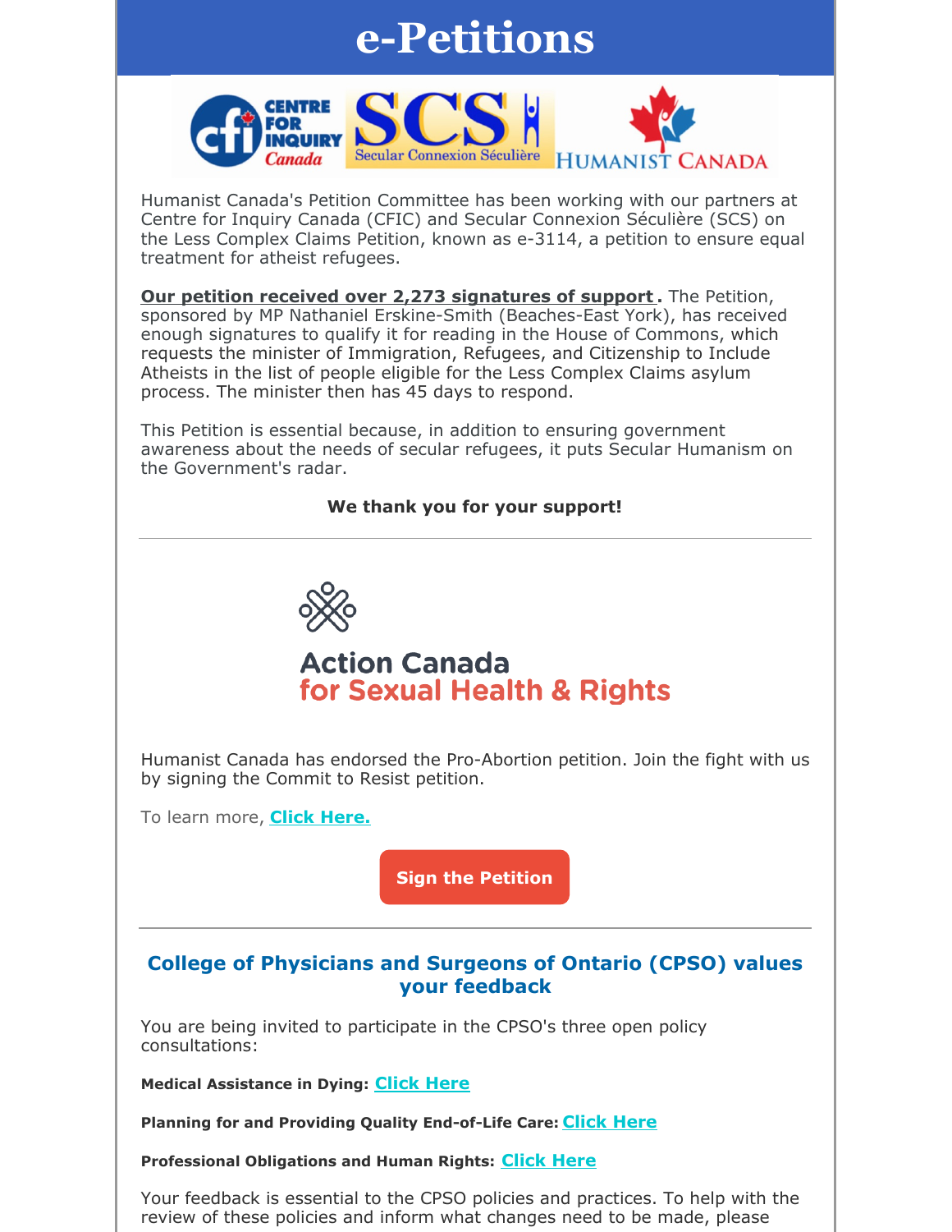# e-Petitions

Humanist Canada's Petition Committee has been working with our partners at Centre for Inquiry Canada (CFIC) and Secular Connexion Séculière (SCS) on the Less Complex Claims Petition, known as e-3114, a petition to ensure equal treatment for atheist refugees.

**Our petition received over 2,273 signatures of support .** The Petition, sponsored by MP Nathaniel Erskine-Smith (Beaches-East York), has received enough signatures to qualify it for reading in the House of Commons, which requests the minister of Immigration, Refugees, and Citizenship to Include Atheists in the list of people eligible for the Less Complex Claims asylum process. The minister then has 45 days to respond.

This Petition is essential because, in addition to ensuring government awareness about the needs of secular refugees, it puts Secular Humanism on the Government's radar.

**We thank you for your support!**

---

Action Canada for Sexual Health & Rights

Humanist Canada has endorsed the Pro-Abortion petition. Join the fight with us by signing the Commit to Resist petition.

To learn more, **Click Here.**

**Sign the Petition**

---

## College of Physicians and Surgeons of Ontario (CPSO) values your feedback

You are being invited to participate in the CPSO's three open policy consultations:

**Medical Assistance in Dying:** **Click Here**

**Planning for and Providing Quality End-of-Life Care:** **Click Here**

**Professional Obligations and Human Rights:** **Click Here**

Your feedback is essential to the CPSO policies and practices. To help with the review of these policies and inform what changes need to be made, please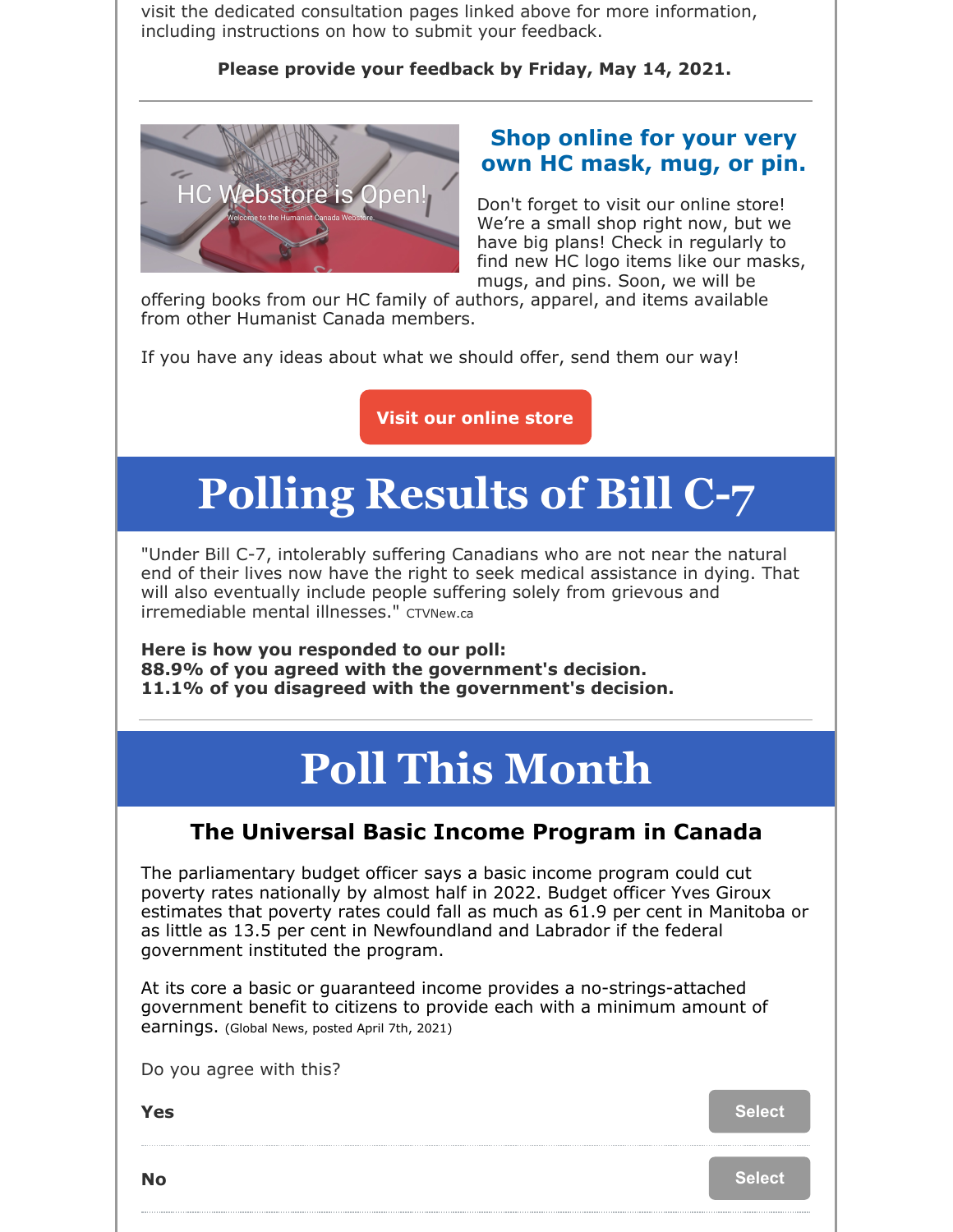visit the dedicated consultation pages linked above for more information, including instructions on how to submit your feedback.

**Please provide your feedback by Friday, May 14, 2021.**

---

HC Webstore is Open!

Welcome to the Humanist Canada Webstore.

### Shop online for your very own HC mask, mug, or pin.

Don't forget to visit our online store! We're a small shop right now, but we have big plans! Check in regularly to find new HC logo items like our masks, mugs, and pins. Soon, we will be offering books from our HC family of authors, apparel, and items available from other Humanist Canada members.

If you have any ideas about what we should offer, send them our way!

Visit our online store

# Polling Results of Bill C-7

"Under Bill C-7, intolerably suffering Canadians who are not near the natural end of their lives now have the right to seek medical assistance in dying. That will also eventually include people suffering solely from grievous and irremediable mental illnesses." CTVNew.ca

**Here is how you responded to our poll:**
**88.9% of you agreed with the government's decision.**
**11.1% of you disagreed with the government's decision.**

---

# Poll This Month

## The Universal Basic Income Program in Canada

The parliamentary budget officer says a basic income program could cut poverty rates nationally by almost half in 2022. Budget officer Yves Giroux estimates that poverty rates could fall as much as 61.9 per cent in Manitoba or as little as 13.5 per cent in Newfoundland and Labrador if the federal government instituted the program.

At its core a basic or guaranteed income provides a no-strings-attached government benefit to citizens to provide each with a minimum amount of earnings. (Global News, posted April 7th, 2021)

Do you agree with this?

**Yes** Select

**No** Select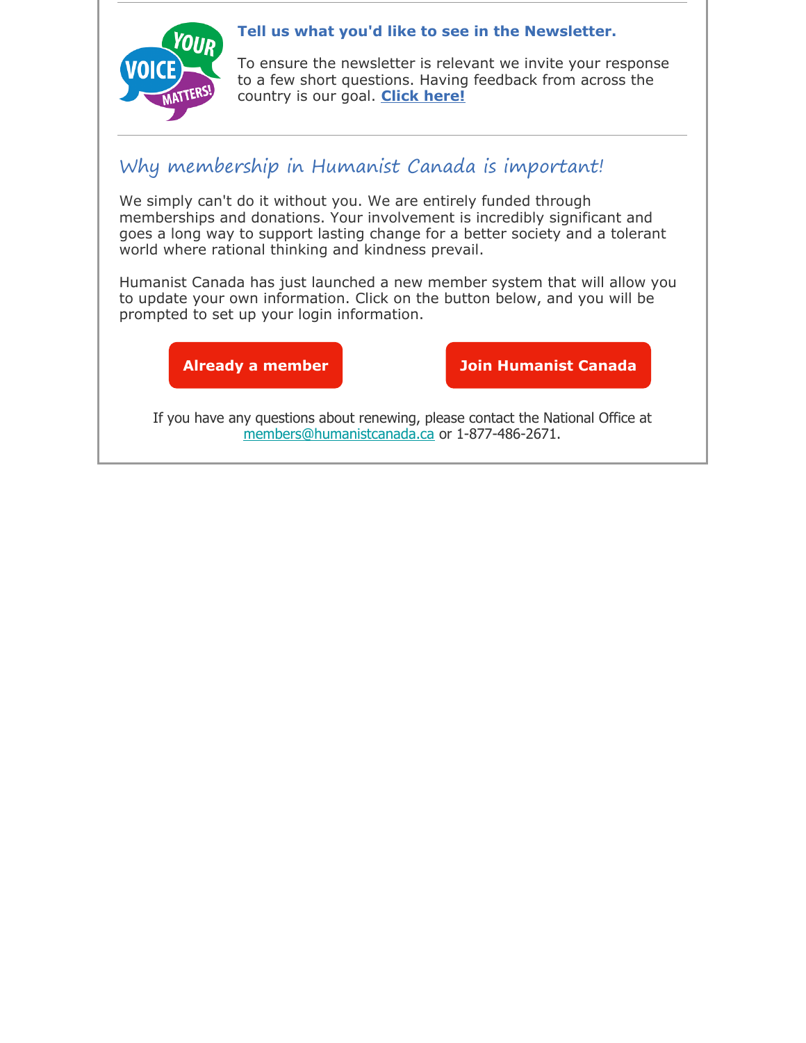**Tell us what you'd like to see in the Newsletter.**

To ensure the newsletter is relevant we invite your response to a few short questions. Having feedback from across the country is our goal. **Click here!**

---

## Why membership in Humanist Canada is important!

We simply can't do it without you. We are entirely funded through memberships and donations. Your involvement is incredibly significant and goes a long way to support lasting change for a better society and a tolerant world where rational thinking and kindness prevail.

Humanist Canada has just launched a new member system that will allow you to update your own information. Click on the button below, and you will be prompted to set up your login information.

**Already a member** | **Join Humanist Canada**

If you have any questions about renewing, please contact the National Office at members@humanistcanada.ca or 1-877-486-2671.